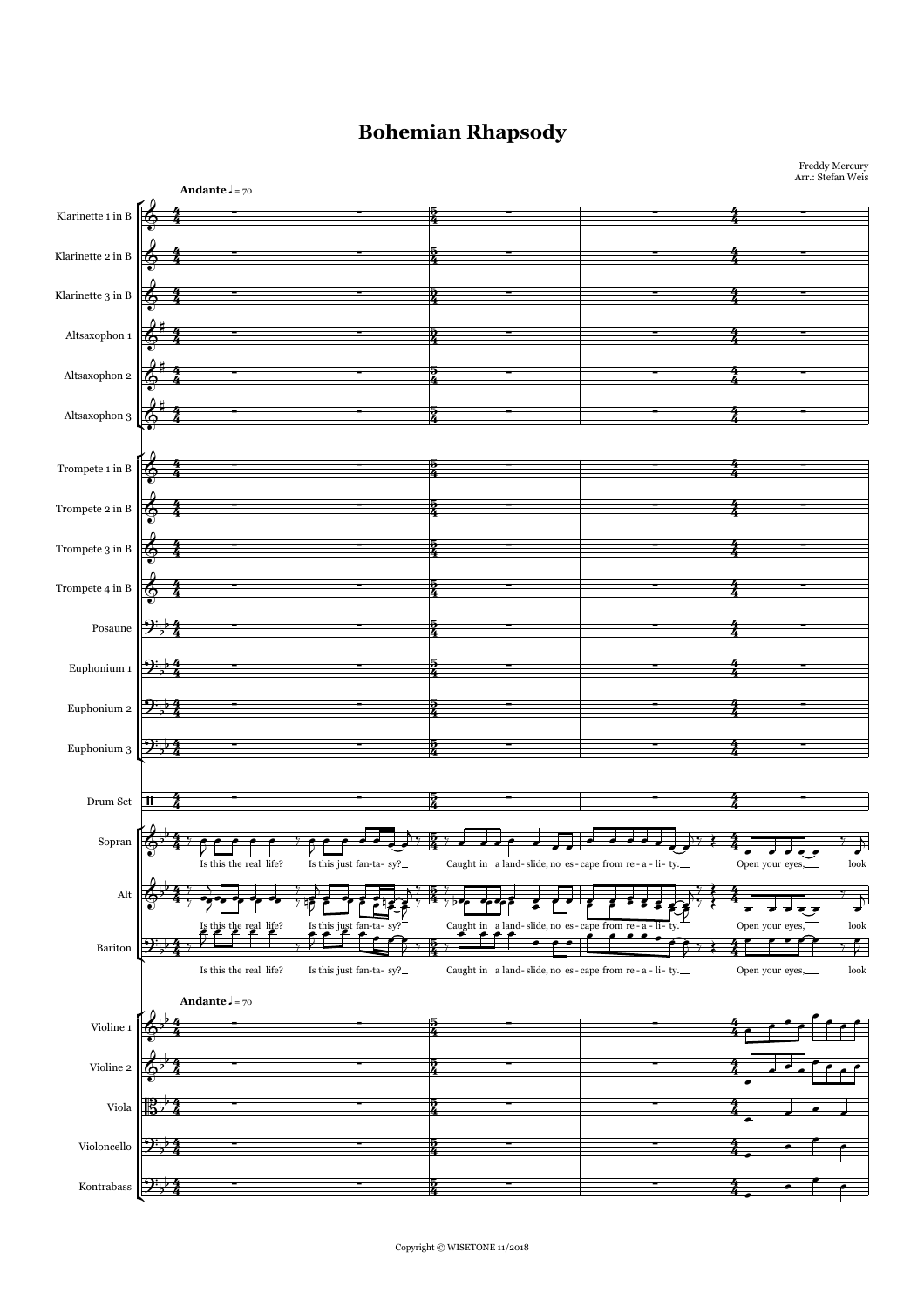# Bohemian Rhapsody

Freddy Mercury
Arr.: Stefan Weis

**Andante** ♩ = 70

Klarinette 1 in B
Klarinette 2 in B
Klarinette 3 in B
Altsaxophon 1
Altsaxophon 2
Altsaxophon 3

Trompete 1 in B
Trompete 2 in B
Trompete 3 in B
Trompete 4 in B
Posaune
Euphonium 1
Euphonium 2
Euphonium 3

Drum Set

Sopran
Alt
Bariton

Is this the real life? Is this just fan-ta- sy? Caught in a land-slide, no es-cape from re-a-li-ty. Open your eyes, look

**Andante** ♩ = 70

Violine 1
Violine 2
Viola
Violoncello
Kontrabass

Copyright © WISETONE 11/2018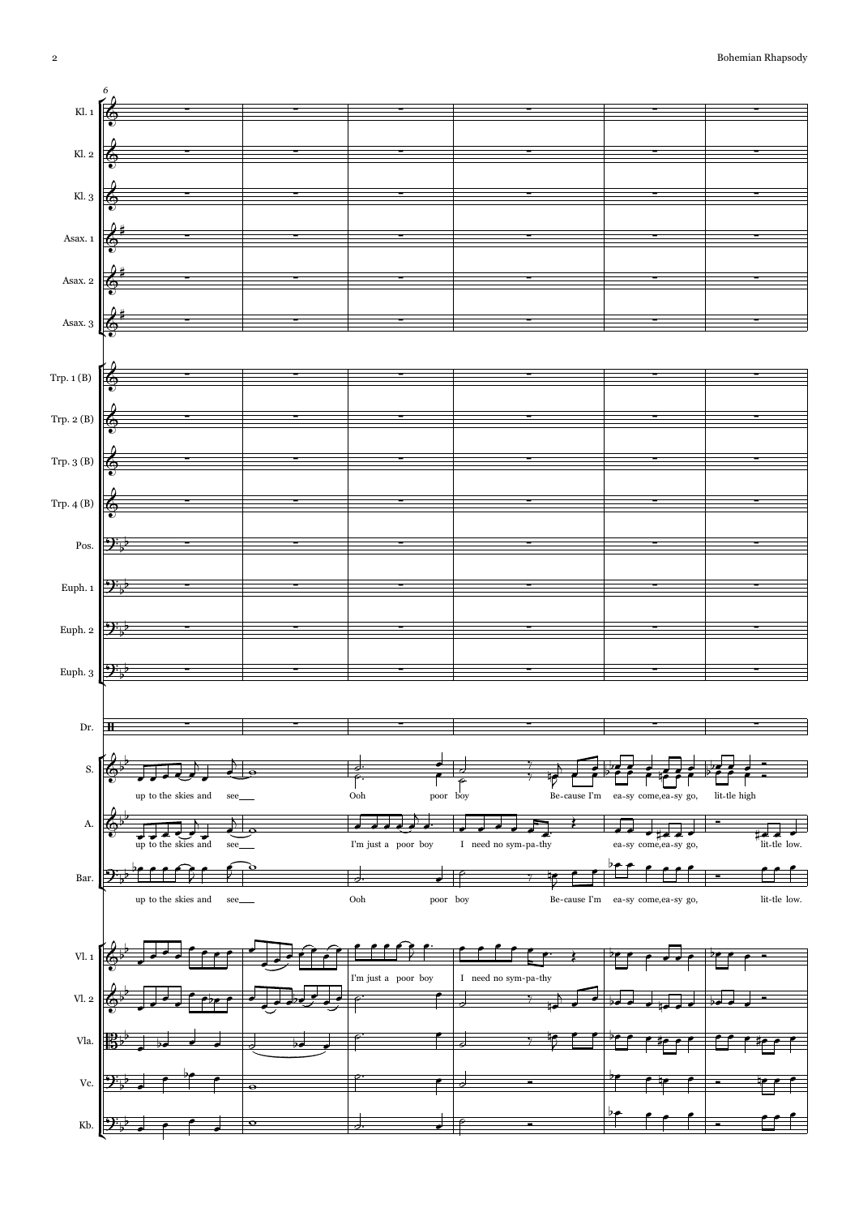6

Kl. 1

Kl. 2

Kl. 3

Asax. 1

Asax. 2

Asax. 3

Trp. 1 (B)

Trp. 2 (B)

Trp. 3 (B)

Trp. 4 (B)

Pos.

Euph. 1

Euph. 2

Euph. 3

Dr.

S. — up to the skies and see___ Ooh poor boy Be-cause I'm ea-sy come, ea-sy go, lit-tle high

A. — up to the skies and see___ I'm just a poor boy I need no sym-pa-thy ea-sy come, ea-sy go, lit-tle low.

Bar. — up to the skies and see___ Ooh poor boy Be-cause I'm ea-sy come, ea-sy go, lit-tle low.

Vl. 1 — I'm just a poor boy I need no sym-pa-thy

Vl. 2

Vla.

Vc.

Kb.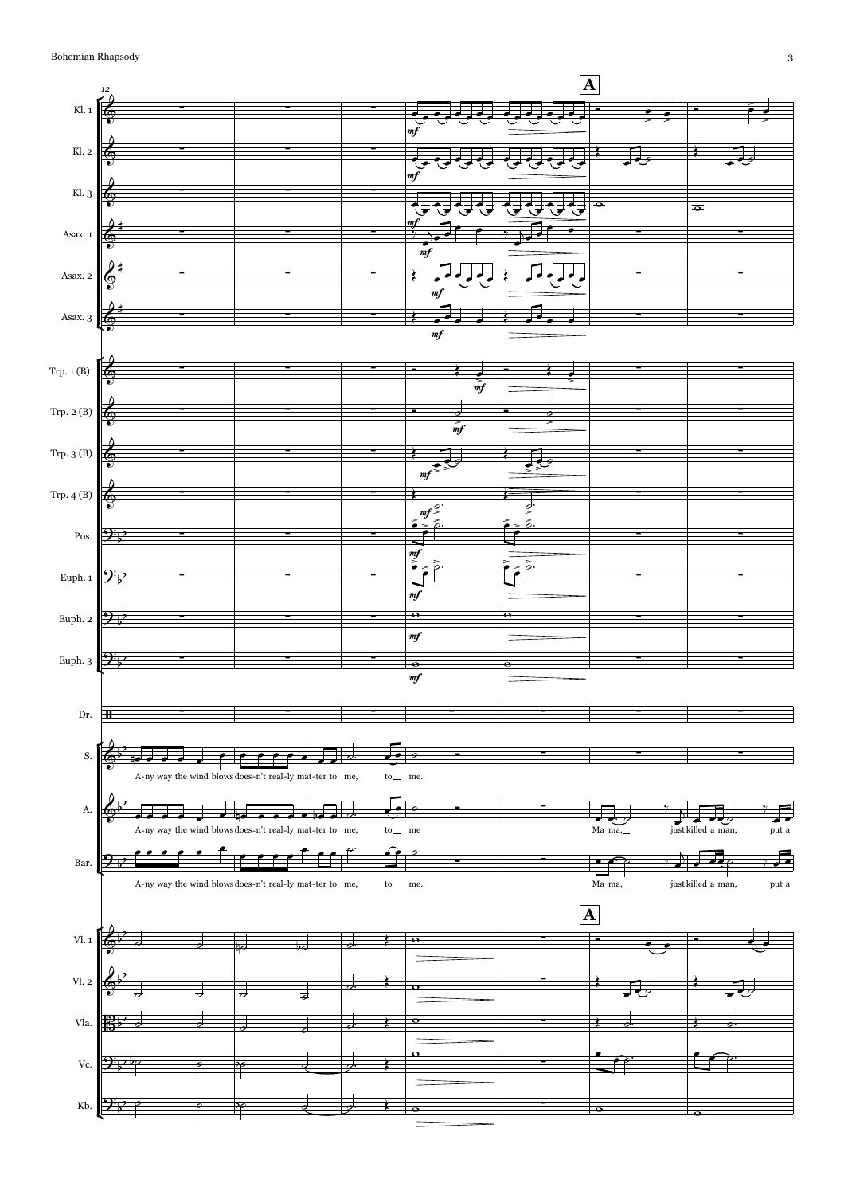12

**A**

Kl. 1

Kl. 2

Kl. 3

Asax. 1

Asax. 2

Asax. 3

Trp. 1 (B)

Trp. 2 (B)

Trp. 3 (B)

Trp. 4 (B)

Pos.

Euph. 1

Euph. 2

Euph. 3

Dr.

S.

A-ny way the wind blows does-n't real-ly mat-ter to me, to me.

A.

A-ny way the wind blows does-n't real-ly mat-ter to me, to me Ma ma, just killed a man, put a

Bar.

A-ny way the wind blows does-n't real-ly mat-ter to me, to me. Ma ma, just killed a man, put a

**A**

Vl. 1

Vl. 2

Vla.

Vc.

Kb.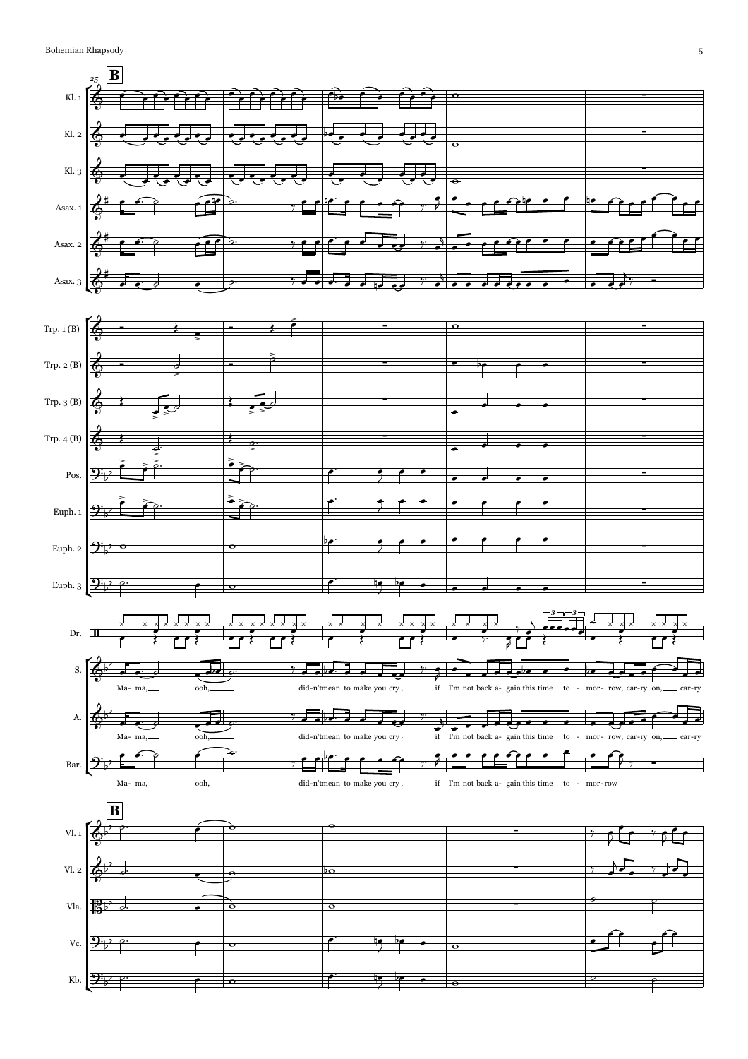**B**

Ma- ma, ooh, did-n'tmean to make you cry, if I'm not back a- gain this time to - mor- row, car-ry on, car-ry

Ma- ma, ooh, did-n'tmean to make you cry, if I'm not back a- gain this time to - mor- row, car-ry on, car-ry

Ma- ma, ooh, did-n'tmean to make you cry, if I'm not back a- gain this time to - mor-row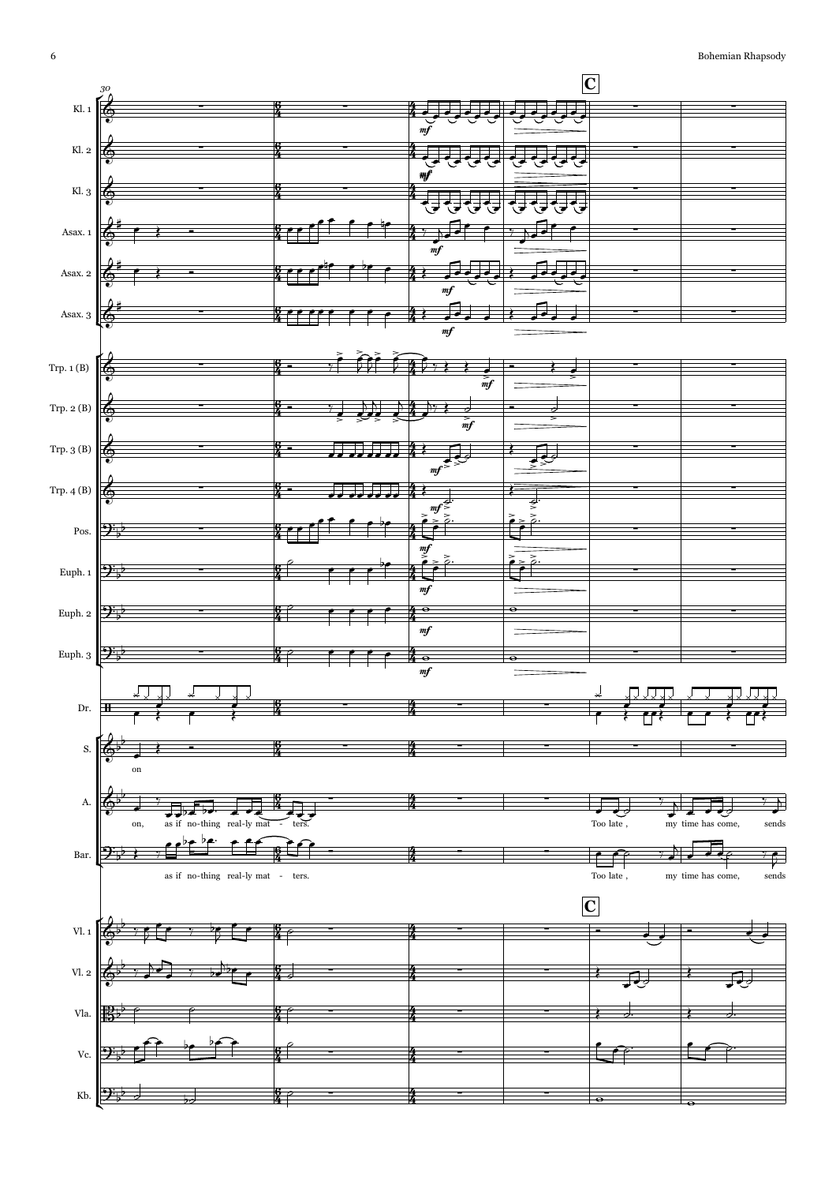30

**C**

Kl. 1
Kl. 2
Kl. 3
Asax. 1
Asax. 2
Asax. 3
Trp. 1 (B)
Trp. 2 (B)
Trp. 3 (B)
Trp. 4 (B)
Pos.
Euph. 1
Euph. 2
Euph. 3
Dr.
S.
A.
Bar.
Vl. 1
Vl. 2
Vla.
Vc.
Kb.

*mf*

S.: on

A.: on, as if no-thing real-ly mat - ters. Too late, my time has come, sends

Bar.: as if no-thing real-ly mat - ters. Too late, my time has come, sends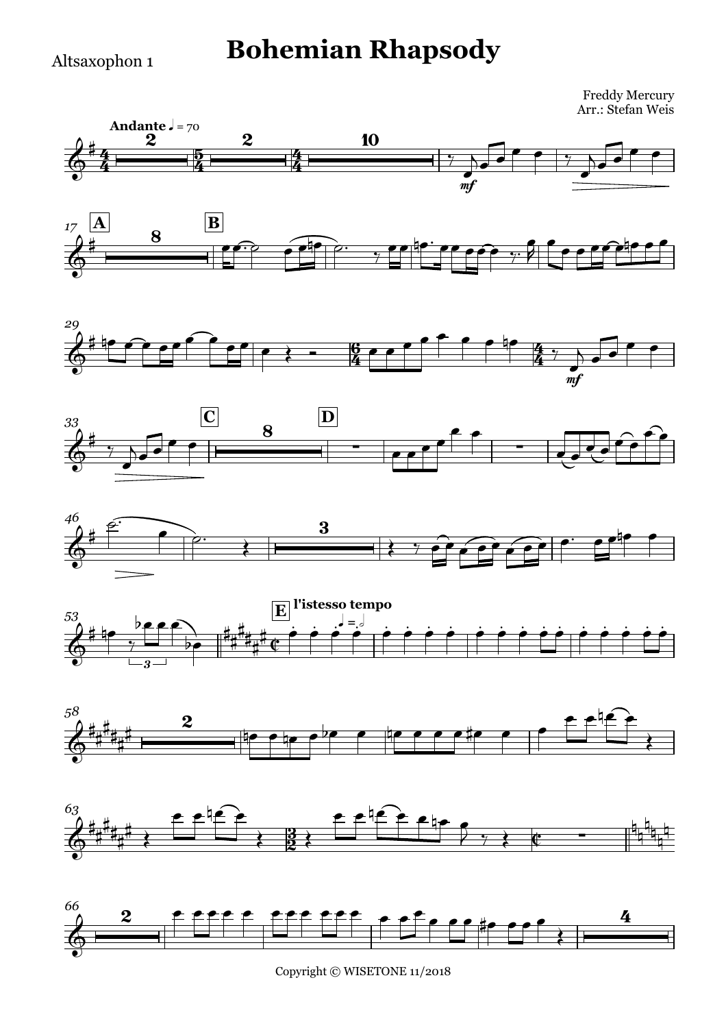Altsaxophon 1

# Bohemian Rhapsody

Freddy Mercury
Arr.: Stefan Weis

Copyright © WISETONE 11/2018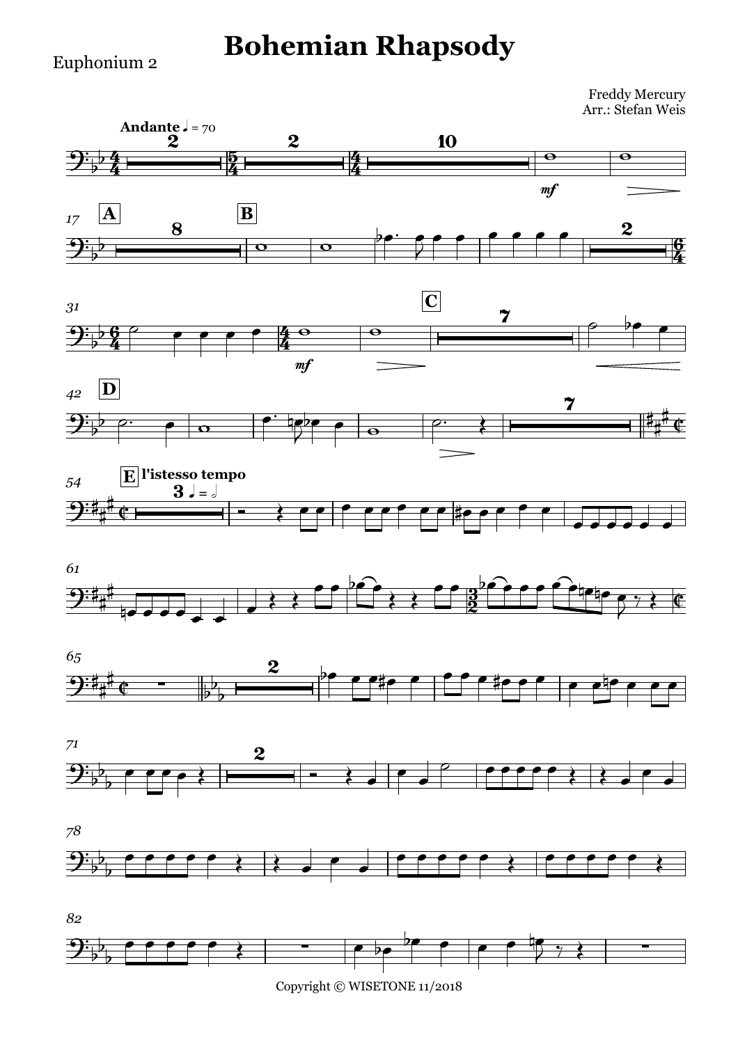# Bohemian Rhapsody

Euphonium 2

Freddy Mercury
Arr.: Stefan Weis

Andante ♩ = 70

A

B

C

D

E l'istesso tempo

Copyright © WISETONE 11/2018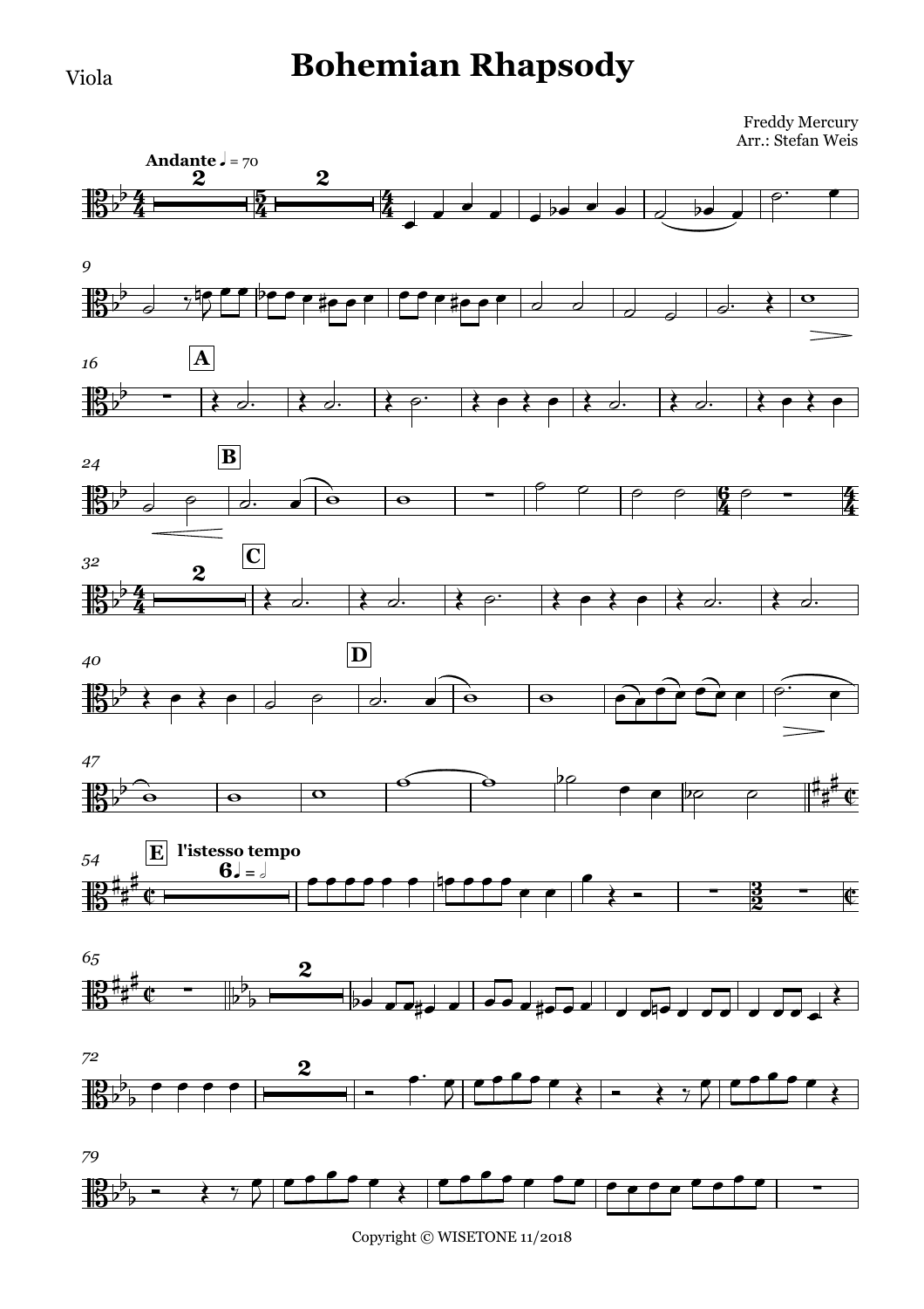Viola

# Bohemian Rhapsody

Freddy Mercury
Arr.: Stefan Weis

Copyright © WISETONE 11/2018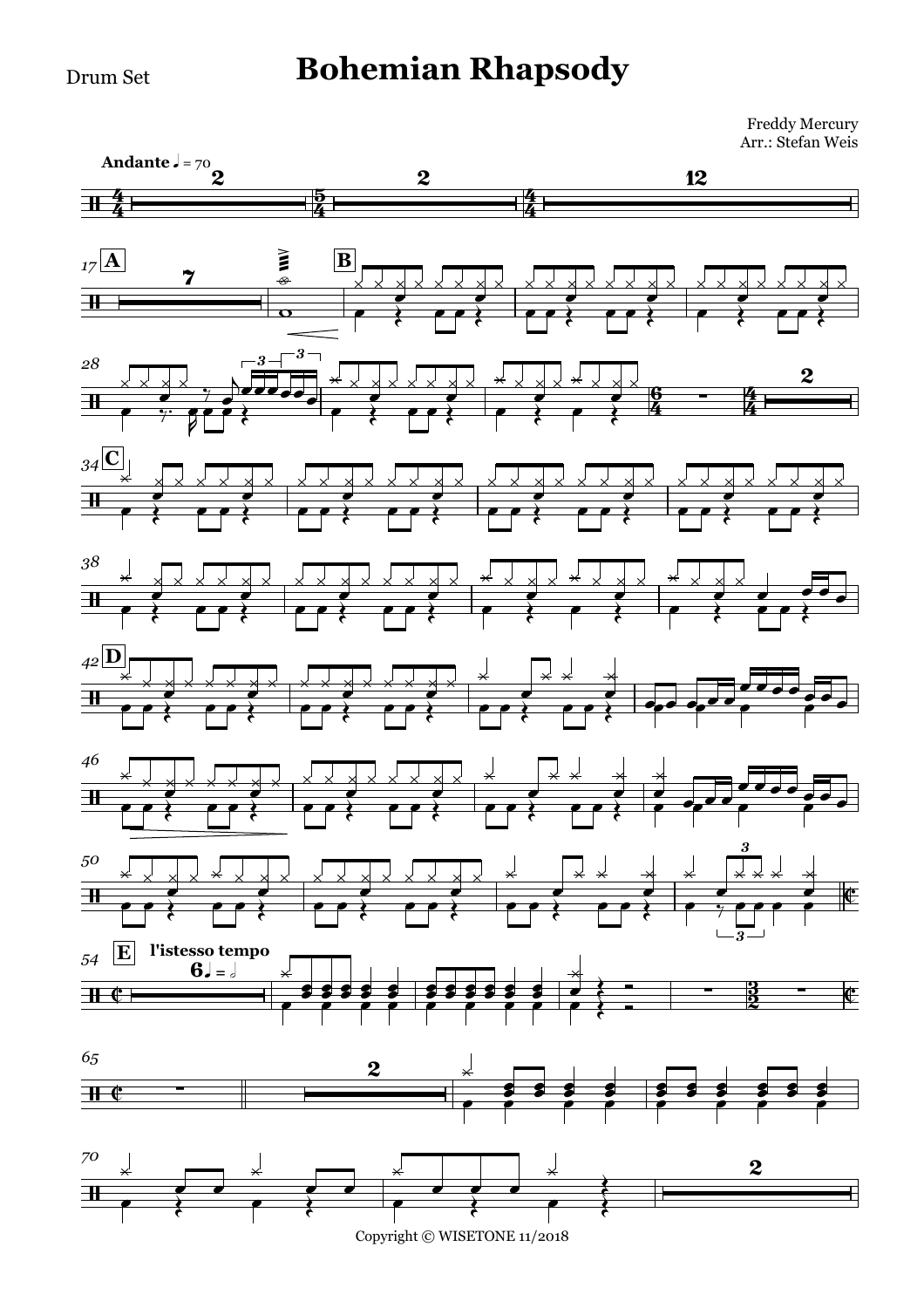Drum Set

# Bohemian Rhapsody

Freddy Mercury
Arr.: Stefan Weis

**Andante** ♩ = 70

Copyright © WISETONE 11/2018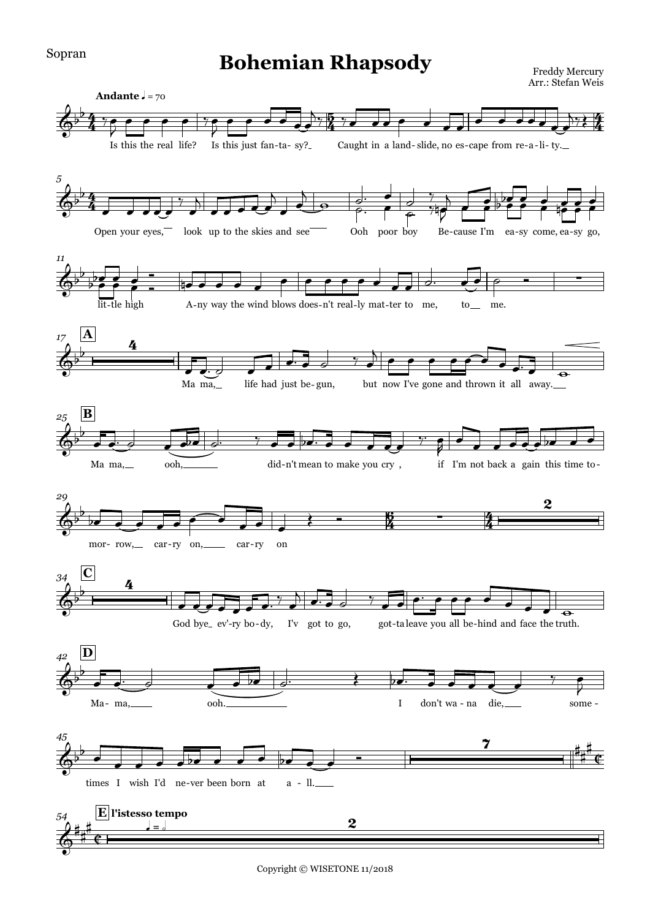Sopran

# Bohemian Rhapsody

Freddy Mercury
Arr.: Stefan Weis

**Andante** ♩ = 70

Is this the real life? Is this just fan-ta-sy? Caught in a land-slide, no es-cape from re-a-li-ty.

Open your eyes, look up to the skies and see Ooh poor boy Be-cause I'm ea-sy come, ea-sy go,

lit-tle high A-ny way the wind blows does-n't real-ly mat-ter to me, to me.

**A**

Ma ma, life had just be-gun, but now I've gone and thrown it all away.

**B**

Ma ma, ooh, did-n't mean to make you cry, if I'm not back a gain this time to-

mor-row, car-ry on, car-ry on

**C**

God bye ev'-ry bo-dy, I'v got to go, got-ta leave you all be-hind and face the truth.

**D**

Ma- ma, ooh. I don't wa-na die, some-

times I wish I'd ne-ver been born at a-ll.

**E** **l'istesso tempo**

Copyright © WISETONE 11/2018